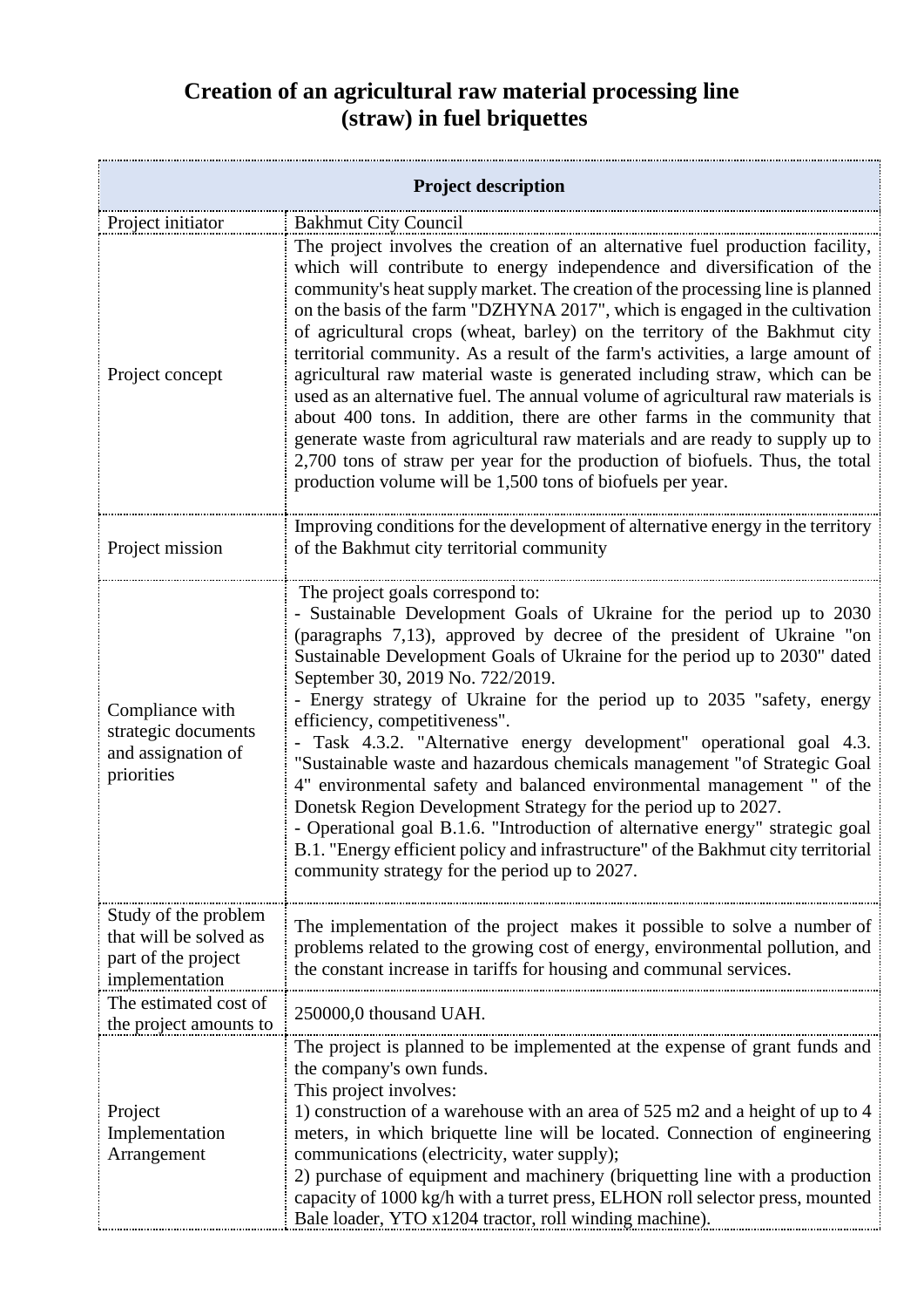# Creation of an agricultural raw material processing line (straw) in fuel briquettes

| **Project description** | |
|---|---|
| Project initiator | Bakhmut City Council |
| Project concept | The project involves the creation of an alternative fuel production facility, which will contribute to energy independence and diversification of the community's heat supply market. The creation of the processing line is planned on the basis of the farm "DZHYNA 2017", which is engaged in the cultivation of agricultural crops (wheat, barley) on the territory of the Bakhmut city territorial community. As a result of the farm's activities, a large amount of agricultural raw material waste is generated including straw, which can be used as an alternative fuel. The annual volume of agricultural raw materials is about 400 tons. In addition, there are other farms in the community that generate waste from agricultural raw materials and are ready to supply up to 2,700 tons of straw per year for the production of biofuels. Thus, the total production volume will be 1,500 tons of biofuels per year. |
| Project mission | Improving conditions for the development of alternative energy in the territory of the Bakhmut city territorial community |
| Compliance with strategic documents and assignation of priorities | The project goals correspond to:<br>- Sustainable Development Goals of Ukraine for the period up to 2030 (paragraphs 7,13), approved by decree of the president of Ukraine "on Sustainable Development Goals of Ukraine for the period up to 2030" dated September 30, 2019 No. 722/2019.<br>- Energy strategy of Ukraine for the period up to 2035 "safety, energy efficiency, competitiveness".<br>- Task 4.3.2. "Alternative energy development" operational goal 4.3. "Sustainable waste and hazardous chemicals management "of Strategic Goal 4" environmental safety and balanced environmental management " of the Donetsk Region Development Strategy for the period up to 2027.<br>- Operational goal B.1.6. "Introduction of alternative energy" strategic goal B.1. "Energy efficient policy and infrastructure" of the Bakhmut city territorial community strategy for the period up to 2027. |
| Study of the problem that will be solved as part of the project implementation | The implementation of the project makes it possible to solve a number of problems related to the growing cost of energy, environmental pollution, and the constant increase in tariffs for housing and communal services. |
| The estimated cost of the project amounts to | 250000,0 thousand UAH. |
| Project Implementation Arrangement | The project is planned to be implemented at the expense of grant funds and the company's own funds.<br>This project involves:<br>1) construction of a warehouse with an area of 525 m2 and a height of up to 4 meters, in which briquette line will be located. Connection of engineering communications (electricity, water supply);<br>2) purchase of equipment and machinery (briquetting line with a production capacity of 1000 kg/h with a turret press, ELHON roll selector press, mounted Bale loader, YTO x1204 tractor, roll winding machine). |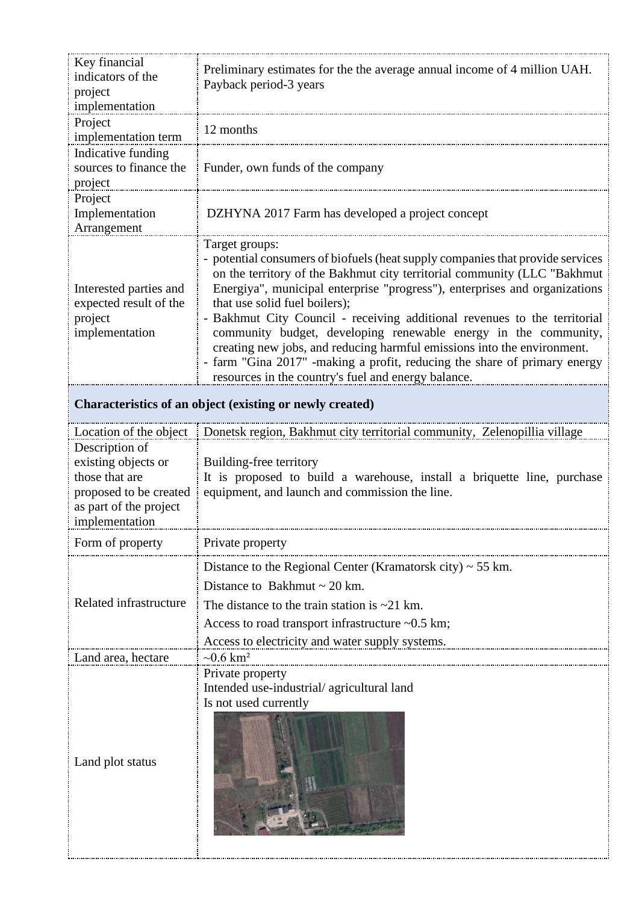| | |
|---|---|
| Key financial indicators of the project implementation | Preliminary estimates for the the average annual income of 4 million UAH. Payback period-3 years |
| Project implementation term | 12 months |
| Indicative funding sources to finance the project | Funder, own funds of the company |
| Project Implementation Arrangement | DZHYNA 2017 Farm has developed a project concept |
| Interested parties and expected result of the project implementation | Target groups:<br>- potential consumers of biofuels (heat supply companies that provide services on the territory of the Bakhmut city territorial community (LLC "Bakhmut Energiya", municipal enterprise "progress"), enterprises and organizations that use solid fuel boilers);<br>- Bakhmut City Council - receiving additional revenues to the territorial community budget, developing renewable energy in the community, creating new jobs, and reducing harmful emissions into the environment.<br>- farm "Gina 2017" -making a profit, reducing the share of primary energy resources in the country's fuel and energy balance. |
| **Characteristics of an object (existing or newly created)** | |
| Location of the object | Donetsk region, Bakhmut city territorial community, Zelenopillia village |
| Description of existing objects or those that are proposed to be created as part of the project implementation | Building-free territory<br>It is proposed to build a warehouse, install a briquette line, purchase equipment, and launch and commission the line. |
| Form of property | Private property |
| Related infrastructure | Distance to the Regional Center (Kramatorsk city) ~ 55 km.<br>Distance to Bakhmut ~ 20 km.<br>The distance to the train station is ~21 km.<br>Access to road transport infrastructure ~0.5 km;<br>Access to electricity and water supply systems. |
| Land area, hectare | ~0.6 km² |
| Land plot status | Private property<br>Intended use-industrial/ agricultural land<br>Is not used currently |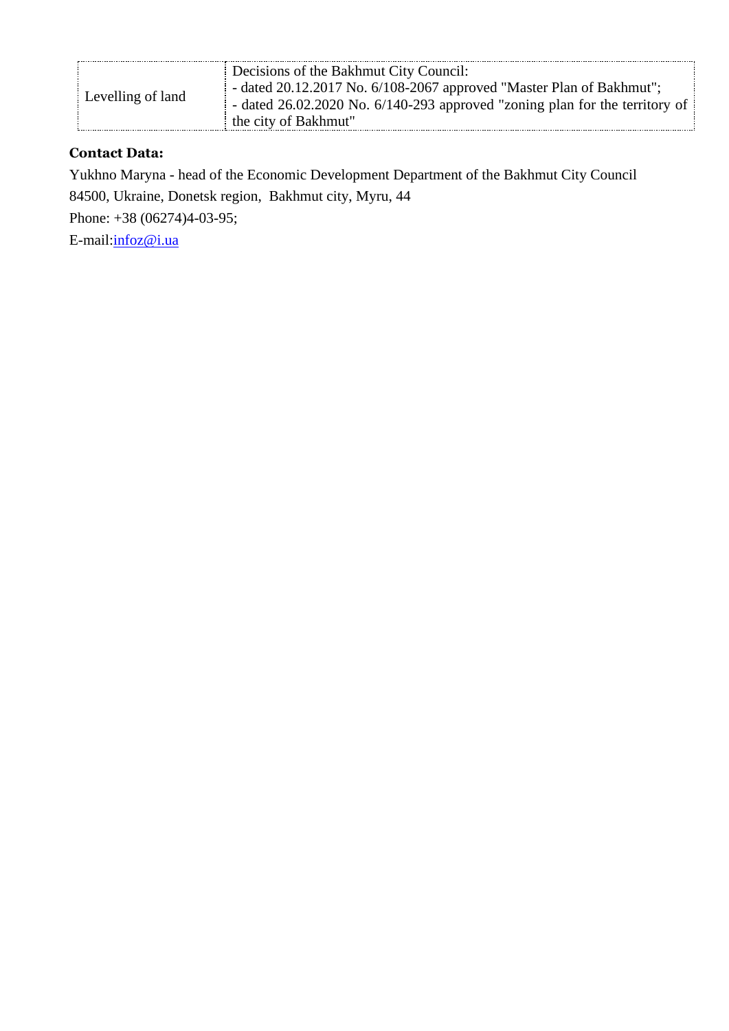| | |
|---|---|
| Levelling of land | Decisions of the Bakhmut City Council:<br>- dated 20.12.2017 No. 6/108-2067 approved "Master Plan of Bakhmut";<br>- dated 26.02.2020 No. 6/140-293 approved "zoning plan for the territory of the city of Bakhmut" |

**Contact Data:**

Yukhno Maryna - head of the Economic Development Department of the Bakhmut City Council

84500, Ukraine, Donetsk region, Bakhmut city, Myru, 44

Phone: +38 (06274)4-03-95;

E-mail:infoz@i.ua